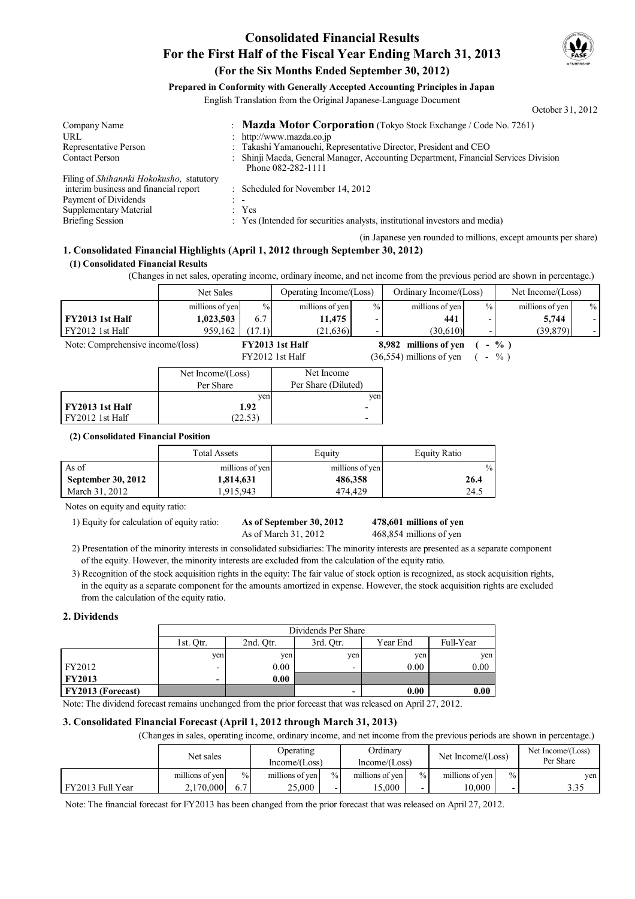# Consolidated Financial Results
# For the First Half of the Fiscal Year Ending March 31, 2013
## (For the Six Months Ended September 30, 2012)

**Prepared in Conformity with Generally Accepted Accounting Principles in Japan**

English Translation from the Original Japanese-Language Document

October 31, 2012

| | | |
|---|---|---|
| Company Name | : | **Mazda Motor Corporation** (Tokyo Stock Exchange / Code No. 7261) |
| URL | : | http://www.mazda.co.jp |
| Representative Person | : | Takashi Yamanouchi, Representative Director, President and CEO |
| Contact Person | : | Shinji Maeda, General Manager, Accounting Department, Financial Services Division Phone 082-282-1111 |
| Filing of *Shihannki Hokokusho,* statutory interim business and financial report | : | Scheduled for November 14, 2012 |
| Payment of Dividends | : | - |
| Supplementary Material | : | Yes |
| Briefing Session | : | Yes (Intended for securities analysts, institutional investors and media) |

(in Japanese yen rounded to millions, except amounts per share)

### 1. Consolidated Financial Highlights (April 1, 2012 through September 30, 2012)

#### (1) Consolidated Financial Results

(Changes in net sales, operating income, ordinary income, and net income from the previous period are shown in percentage.)

| | Net Sales | | Operating Income/(Loss) | | Ordinary Income/(Loss) | | Net Income/(Loss) | |
|---|---|---|---|---|---|---|---|---|
| | millions of yen | % | millions of yen | % | millions of yen | % | millions of yen | % |
| **FY2013 1st Half** | **1,023,503** | 6.7 | **11,475** | - | **441** | - | **5,744** | - |
| FY2012 1st Half | 959,162 | (17.1) | (21,636) | - | (30,610) | - | (39,879) | - |

Note: Comprehensive income/(loss) **FY2013 1st Half** **8,982 millions of yen ( - % )**
FY2012 1st Half (36,554) millions of yen ( - % )

| | Net Income/(Loss) Per Share | Net Income Per Share (Diluted) |
|---|---|---|
| | yen | yen |
| **FY2013 1st Half** | **1.92** | **-** |
| FY2012 1st Half | (22.53) | - |

#### (2) Consolidated Financial Position

| | Total Assets | Equity | Equity Ratio |
|---|---|---|---|
| As of | millions of yen | millions of yen | % |
| **September 30, 2012** | **1,814,631** | **486,358** | **26.4** |
| March 31, 2012 | 1,915,943 | 474,429 | 24.5 |

Notes on equity and equity ratio:

1) Equity for calculation of equity ratio: **As of September 30, 2012** **478,601 millions of yen**
As of March 31, 2012 468,854 millions of yen

2) Presentation of the minority interests in consolidated subsidiaries: The minority interests are presented as a separate component of the equity. However, the minority interests are excluded from the calculation of the equity ratio.

3) Recognition of the stock acquisition rights in the equity: The fair value of stock option is recognized, as stock acquisition rights, in the equity as a separate component for the amounts amortized in expense. However, the stock acquisition rights are excluded from the calculation of the equity ratio.

### 2. Dividends

| | Dividends Per Share | | | | |
|---|---|---|---|---|---|
| | 1st. Qtr. | 2nd. Qtr. | 3rd. Qtr. | Year End | Full-Year |
| | yen | yen | yen | yen | yen |
| FY2012 | - | 0.00 | - | 0.00 | 0.00 |
| **FY2013** | **-** | **0.00** | | | |
| **FY2013 (Forecast)** | | | **-** | **0.00** | **0.00** |

Note: The dividend forecast remains unchanged from the prior forecast that was released on April 27, 2012.

### 3. Consolidated Financial Forecast (April 1, 2012 through March 31, 2013)

(Changes in sales, operating income, ordinary income, and net income from the previous periods are shown in percentage.)

| | Net sales | | Operating Income/(Loss) | | Ordinary Income/(Loss) | | Net Income/(Loss) | | Net Income/(Loss) Per Share |
|---|---|---|---|---|---|---|---|---|---|
| | millions of yen | % | millions of yen | % | millions of yen | % | millions of yen | % | yen |
| FY2013 Full Year | 2,170,000 | 6.7 | 25,000 | - | 15,000 | - | 10,000 | - | 3.35 |

Note: The financial forecast for FY2013 has been changed from the prior forecast that was released on April 27, 2012.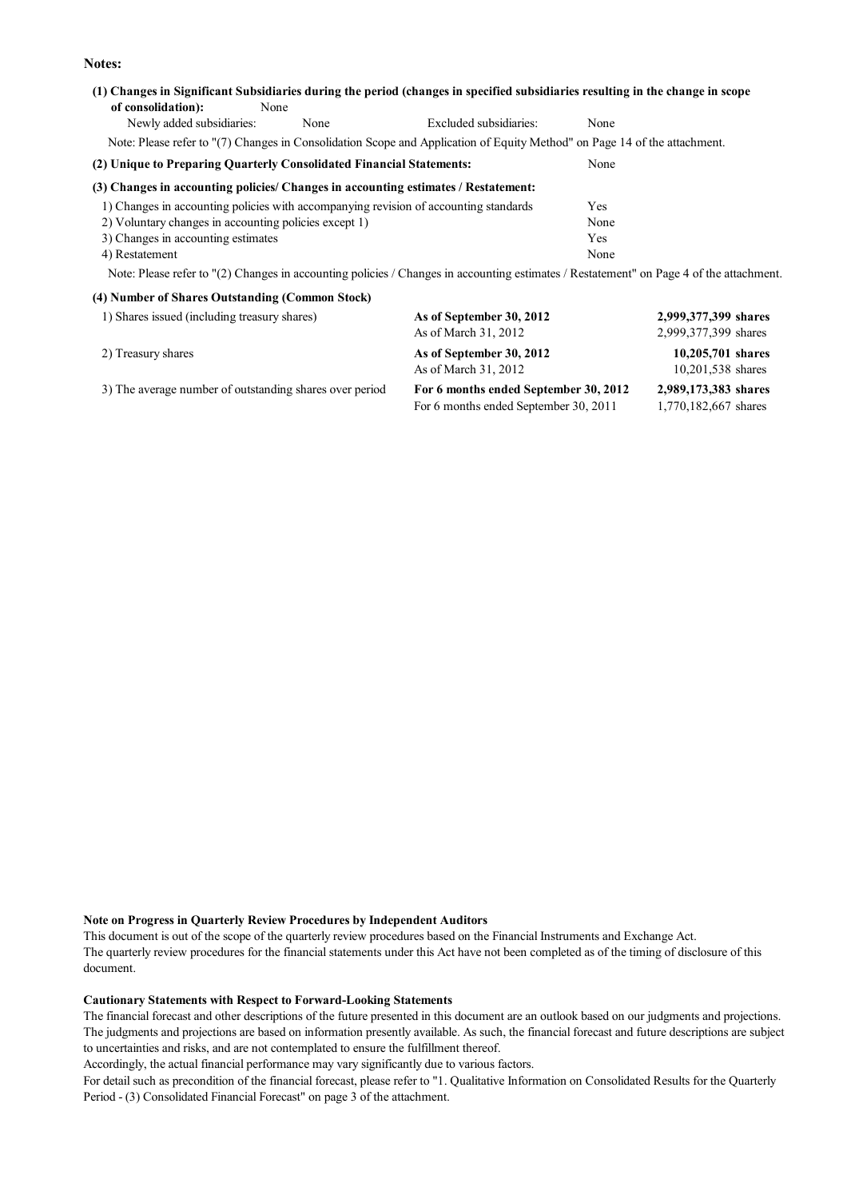**Notes:**

**(1) Changes in Significant Subsidiaries during the period (changes in specified subsidiaries resulting in the change in scope of consolidation):** None

Newly added subsidiaries: None Excluded subsidiaries: None

Note: Please refer to "(7) Changes in Consolidation Scope and Application of Equity Method" on Page 14 of the attachment.

**(2) Unique to Preparing Quarterly Consolidated Financial Statements:** None

**(3) Changes in accounting policies/ Changes in accounting estimates / Restatement:**

| | |
|---|---|
| 1) Changes in accounting policies with accompanying revision of accounting standards | Yes |
| 2) Voluntary changes in accounting policies except 1) | None |
| 3) Changes in accounting estimates | Yes |
| 4) Restatement | None |

Note: Please refer to "(2) Changes in accounting policies / Changes in accounting estimates / Restatement" on Page 4 of the attachment.

**(4) Number of Shares Outstanding (Common Stock)**

| | | |
|---|---|---|
| 1) Shares issued (including treasury shares) | **As of September 30, 2012** | **2,999,377,399 shares** |
| | As of March 31, 2012 | 2,999,377,399 shares |
| 2) Treasury shares | **As of September 30, 2012** | **10,205,701 shares** |
| | As of March 31, 2012 | 10,201,538 shares |
| 3) The average number of outstanding shares over period | **For 6 months ended September 30, 2012** | **2,989,173,383 shares** |
| | For 6 months ended September 30, 2011 | 1,770,182,667 shares |

**Note on Progress in Quarterly Review Procedures by Independent Auditors**

This document is out of the scope of the quarterly review procedures based on the Financial Instruments and Exchange Act.
The quarterly review procedures for the financial statements under this Act have not been completed as of the timing of disclosure of this document.

**Cautionary Statements with Respect to Forward-Looking Statements**

The financial forecast and other descriptions of the future presented in this document are an outlook based on our judgments and projections. The judgments and projections are based on information presently available. As such, the financial forecast and future descriptions are subject to uncertainties and risks, and are not contemplated to ensure the fulfillment thereof.
Accordingly, the actual financial performance may vary significantly due to various factors.
For detail such as precondition of the financial forecast, please refer to "1. Qualitative Information on Consolidated Results for the Quarterly Period - (3) Consolidated Financial Forecast" on page 3 of the attachment.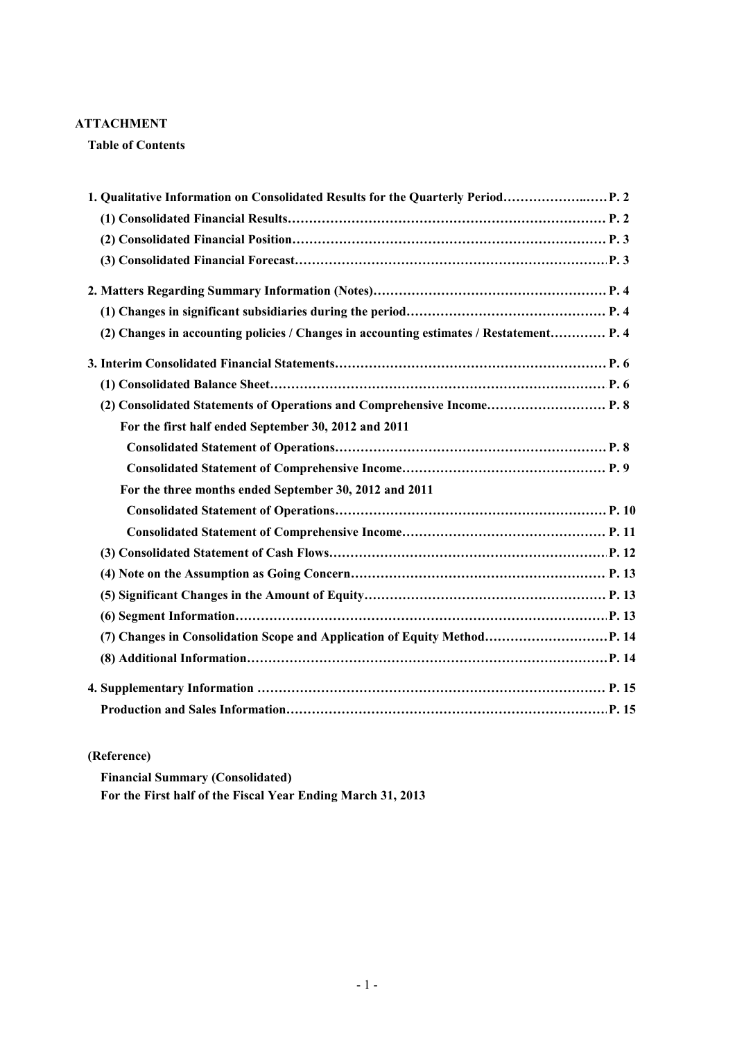**ATTACHMENT**

**Table of Contents**

**1. Qualitative Information on Consolidated Results for the Quarterly Period…………………..…… P. 2**

**(1) Consolidated Financial Results…………………………………………………………………… P. 2**

**(2) Consolidated Financial Position…………………………………………………………………… P. 3**

**(3) Consolidated Financial Forecast………………………………………………………………….. P. 3**

**2. Matters Regarding Summary Information (Notes)………………………………………………… P. 4**

**(1) Changes in significant subsidiaries during the period………………………………………… P. 4**

**(2) Changes in accounting policies / Changes in accounting estimates / Restatement………… P. 4**

**3. Interim Consolidated Financial Statements………………………………………………………… P. 6**

**(1) Consolidated Balance Sheet……………………………………………………………………… P. 6**

**(2) Consolidated Statements of Operations and Comprehensive Income……………………… P. 8**

**For the first half ended September 30, 2012 and 2011**

**Consolidated Statement of Operations………………………………………………………… P. 8**

**Consolidated Statement of Comprehensive Income………………………………………… P. 9**

**For the three months ended September 30, 2012 and 2011**

**Consolidated Statement of Operations………………………………………………………… P. 10**

**Consolidated Statement of Comprehensive Income………………………………………… P. 11**

**(3) Consolidated Statement of Cash Flows…………………………………………………………. P. 12**

**(4) Note on the Assumption as Going Concern…………………………………………………… P. 13**

**(5) Significant Changes in the Amount of Equity………………………………………………… P. 13**

**(6) Segment Information……………………………………………………………………………… P. 13**

**(7) Changes in Consolidation Scope and Application of Equity Method……………………… P. 14**

**(8) Additional Information…………………………………………………………………………… P. 14**

**4. Supplementary Information ………………………………………………………………………… P. 15**

**Production and Sales Information…………………………………………………………………… P. 15**

**(Reference)**

**Financial Summary (Consolidated)**

**For the First half of the Fiscal Year Ending March 31, 2013**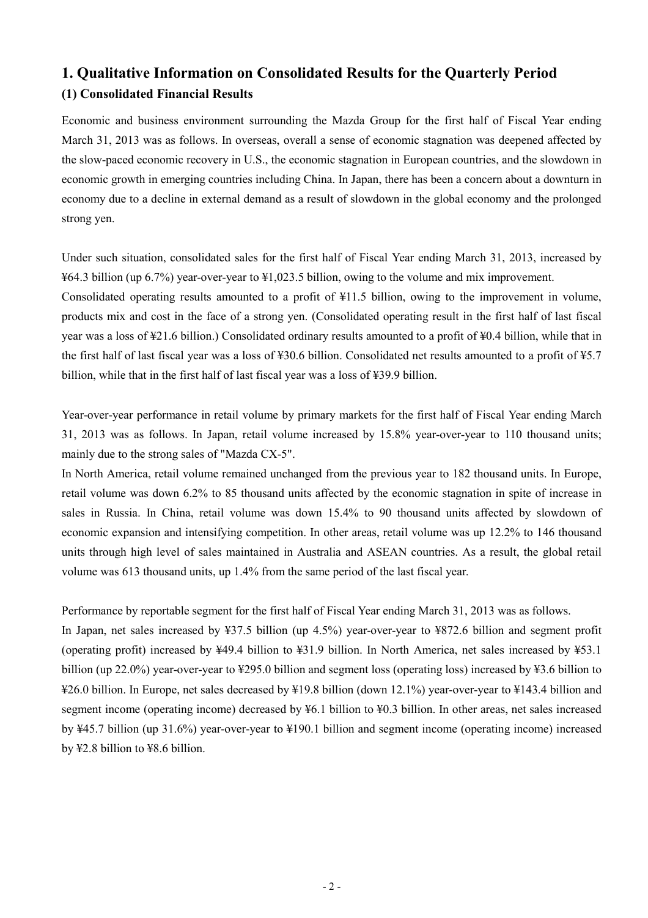# 1. Qualitative Information on Consolidated Results for the Quarterly Period

## (1) Consolidated Financial Results

Economic and business environment surrounding the Mazda Group for the first half of Fiscal Year ending March 31, 2013 was as follows. In overseas, overall a sense of economic stagnation was deepened affected by the slow-paced economic recovery in U.S., the economic stagnation in European countries, and the slowdown in economic growth in emerging countries including China. In Japan, there has been a concern about a downturn in economy due to a decline in external demand as a result of slowdown in the global economy and the prolonged strong yen.

Under such situation, consolidated sales for the first half of Fiscal Year ending March 31, 2013, increased by ¥64.3 billion (up 6.7%) year-over-year to ¥1,023.5 billion, owing to the volume and mix improvement.
Consolidated operating results amounted to a profit of ¥11.5 billion, owing to the improvement in volume, products mix and cost in the face of a strong yen. (Consolidated operating result in the first half of last fiscal year was a loss of ¥21.6 billion.) Consolidated ordinary results amounted to a profit of ¥0.4 billion, while that in the first half of last fiscal year was a loss of ¥30.6 billion. Consolidated net results amounted to a profit of ¥5.7 billion, while that in the first half of last fiscal year was a loss of ¥39.9 billion.

Year-over-year performance in retail volume by primary markets for the first half of Fiscal Year ending March 31, 2013 was as follows. In Japan, retail volume increased by 15.8% year-over-year to 110 thousand units; mainly due to the strong sales of "Mazda CX-5".
In North America, retail volume remained unchanged from the previous year to 182 thousand units. In Europe, retail volume was down 6.2% to 85 thousand units affected by the economic stagnation in spite of increase in sales in Russia. In China, retail volume was down 15.4% to 90 thousand units affected by slowdown of economic expansion and intensifying competition. In other areas, retail volume was up 12.2% to 146 thousand units through high level of sales maintained in Australia and ASEAN countries. As a result, the global retail volume was 613 thousand units, up 1.4% from the same period of the last fiscal year.

Performance by reportable segment for the first half of Fiscal Year ending March 31, 2013 was as follows.
In Japan, net sales increased by ¥37.5 billion (up 4.5%) year-over-year to ¥872.6 billion and segment profit (operating profit) increased by ¥49.4 billion to ¥31.9 billion. In North America, net sales increased by ¥53.1 billion (up 22.0%) year-over-year to ¥295.0 billion and segment loss (operating loss) increased by ¥3.6 billion to ¥26.0 billion. In Europe, net sales decreased by ¥19.8 billion (down 12.1%) year-over-year to ¥143.4 billion and segment income (operating income) decreased by ¥6.1 billion to ¥0.3 billion. In other areas, net sales increased by ¥45.7 billion (up 31.6%) year-over-year to ¥190.1 billion and segment income (operating income) increased by ¥2.8 billion to ¥8.6 billion.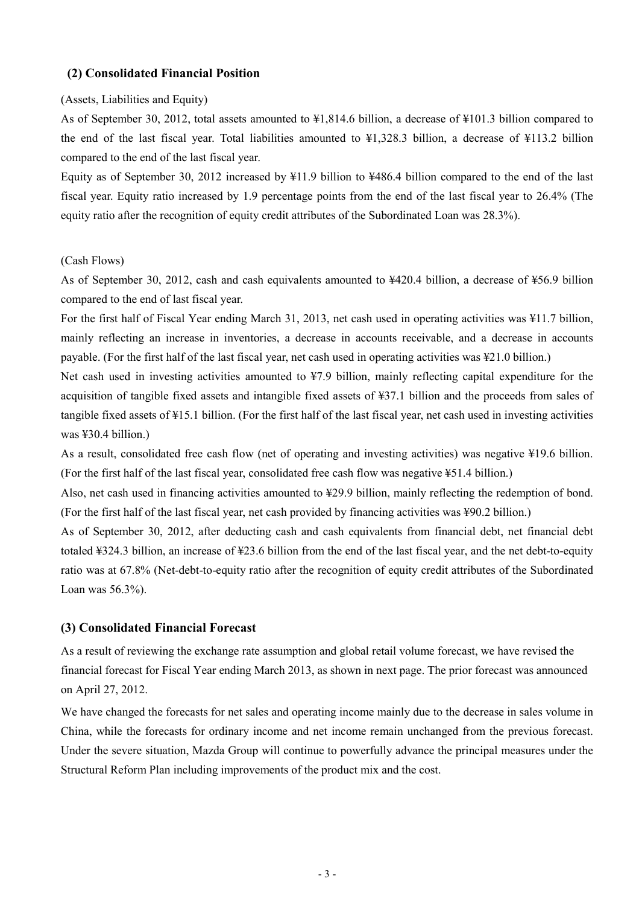## (2) Consolidated Financial Position

(Assets, Liabilities and Equity)

As of September 30, 2012, total assets amounted to ¥1,814.6 billion, a decrease of ¥101.3 billion compared to the end of the last fiscal year. Total liabilities amounted to ¥1,328.3 billion, a decrease of ¥113.2 billion compared to the end of the last fiscal year.

Equity as of September 30, 2012 increased by ¥11.9 billion to ¥486.4 billion compared to the end of the last fiscal year. Equity ratio increased by 1.9 percentage points from the end of the last fiscal year to 26.4% (The equity ratio after the recognition of equity credit attributes of the Subordinated Loan was 28.3%).

(Cash Flows)

As of September 30, 2012, cash and cash equivalents amounted to ¥420.4 billion, a decrease of ¥56.9 billion compared to the end of last fiscal year.

For the first half of Fiscal Year ending March 31, 2013, net cash used in operating activities was ¥11.7 billion, mainly reflecting an increase in inventories, a decrease in accounts receivable, and a decrease in accounts payable. (For the first half of the last fiscal year, net cash used in operating activities was ¥21.0 billion.)

Net cash used in investing activities amounted to ¥7.9 billion, mainly reflecting capital expenditure for the acquisition of tangible fixed assets and intangible fixed assets of ¥37.1 billion and the proceeds from sales of tangible fixed assets of ¥15.1 billion. (For the first half of the last fiscal year, net cash used in investing activities was ¥30.4 billion.)

As a result, consolidated free cash flow (net of operating and investing activities) was negative ¥19.6 billion. (For the first half of the last fiscal year, consolidated free cash flow was negative ¥51.4 billion.)

Also, net cash used in financing activities amounted to ¥29.9 billion, mainly reflecting the redemption of bond. (For the first half of the last fiscal year, net cash provided by financing activities was ¥90.2 billion.)

As of September 30, 2012, after deducting cash and cash equivalents from financial debt, net financial debt totaled ¥324.3 billion, an increase of ¥23.6 billion from the end of the last fiscal year, and the net debt-to-equity ratio was at 67.8% (Net-debt-to-equity ratio after the recognition of equity credit attributes of the Subordinated Loan was 56.3%).

## (3) Consolidated Financial Forecast

As a result of reviewing the exchange rate assumption and global retail volume forecast, we have revised the financial forecast for Fiscal Year ending March 2013, as shown in next page. The prior forecast was announced on April 27, 2012.

We have changed the forecasts for net sales and operating income mainly due to the decrease in sales volume in China, while the forecasts for ordinary income and net income remain unchanged from the previous forecast. Under the severe situation, Mazda Group will continue to powerfully advance the principal measures under the Structural Reform Plan including improvements of the product mix and the cost.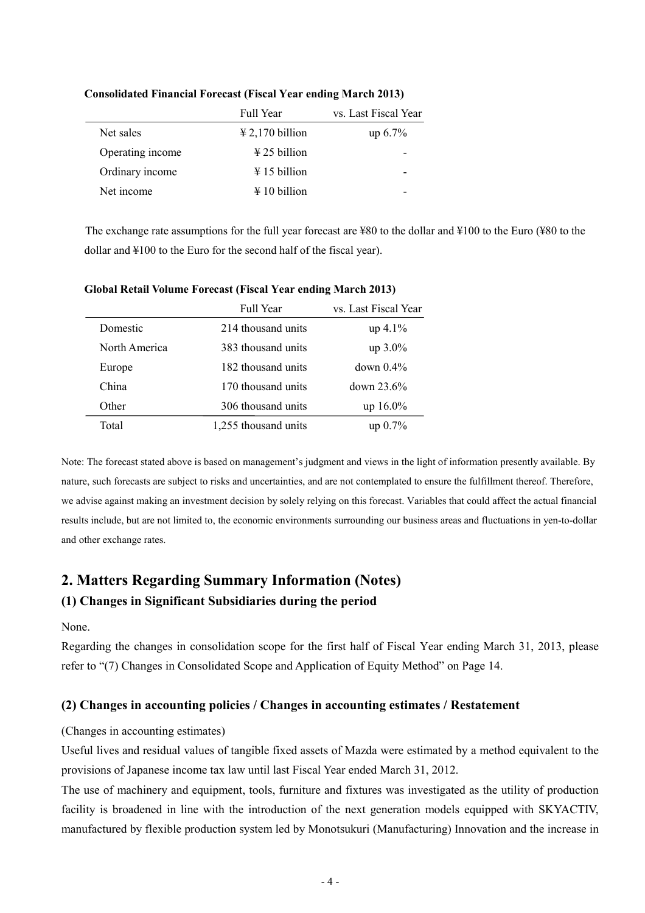**Consolidated Financial Forecast (Fiscal Year ending March 2013)**

| | Full Year | vs. Last Fiscal Year |
|---|---|---|
| Net sales | ¥ 2,170 billion | up 6.7% |
| Operating income | ¥ 25 billion | - |
| Ordinary income | ¥ 15 billion | - |
| Net income | ¥ 10 billion | - |

The exchange rate assumptions for the full year forecast are ¥80 to the dollar and ¥100 to the Euro (¥80 to the dollar and ¥100 to the Euro for the second half of the fiscal year).

**Global Retail Volume Forecast (Fiscal Year ending March 2013)**

| | Full Year | vs. Last Fiscal Year |
|---|---|---|
| Domestic | 214 thousand units | up 4.1% |
| North America | 383 thousand units | up 3.0% |
| Europe | 182 thousand units | down 0.4% |
| China | 170 thousand units | down 23.6% |
| Other | 306 thousand units | up 16.0% |
| Total | 1,255 thousand units | up 0.7% |

Note: The forecast stated above is based on management's judgment and views in the light of information presently available. By nature, such forecasts are subject to risks and uncertainties, and are not contemplated to ensure the fulfillment thereof. Therefore, we advise against making an investment decision by solely relying on this forecast. Variables that could affect the actual financial results include, but are not limited to, the economic environments surrounding our business areas and fluctuations in yen-to-dollar and other exchange rates.

## 2. Matters Regarding Summary Information (Notes)

### (1) Changes in Significant Subsidiaries during the period

None.

Regarding the changes in consolidation scope for the first half of Fiscal Year ending March 31, 2013, please refer to "(7) Changes in Consolidated Scope and Application of Equity Method" on Page 14.

### (2) Changes in accounting policies / Changes in accounting estimates / Restatement

(Changes in accounting estimates)

Useful lives and residual values of tangible fixed assets of Mazda were estimated by a method equivalent to the provisions of Japanese income tax law until last Fiscal Year ended March 31, 2012.

The use of machinery and equipment, tools, furniture and fixtures was investigated as the utility of production facility is broadened in line with the introduction of the next generation models equipped with SKYACTIV, manufactured by flexible production system led by Monotsukuri (Manufacturing) Innovation and the increase in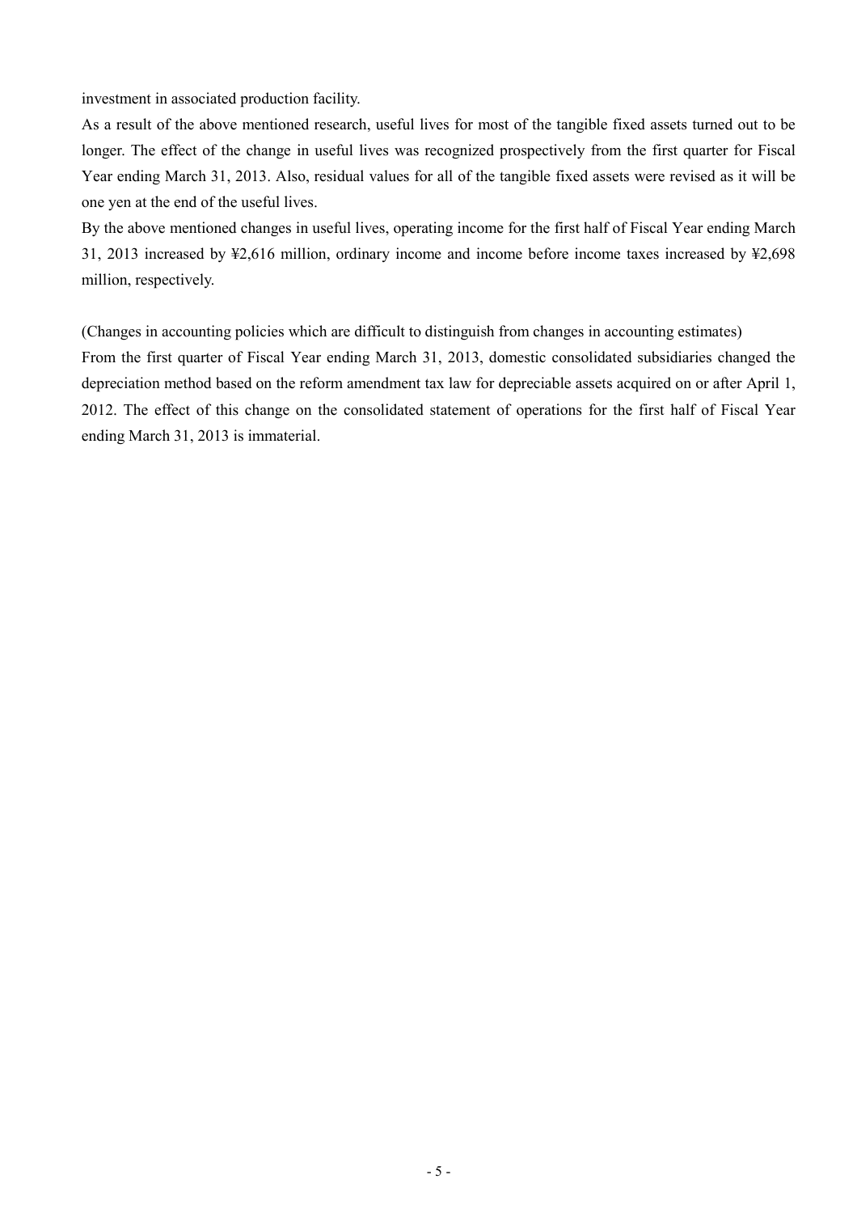investment in associated production facility.

As a result of the above mentioned research, useful lives for most of the tangible fixed assets turned out to be longer. The effect of the change in useful lives was recognized prospectively from the first quarter for Fiscal Year ending March 31, 2013. Also, residual values for all of the tangible fixed assets were revised as it will be one yen at the end of the useful lives.

By the above mentioned changes in useful lives, operating income for the first half of Fiscal Year ending March 31, 2013 increased by ¥2,616 million, ordinary income and income before income taxes increased by ¥2,698 million, respectively.

(Changes in accounting policies which are difficult to distinguish from changes in accounting estimates)

From the first quarter of Fiscal Year ending March 31, 2013, domestic consolidated subsidiaries changed the depreciation method based on the reform amendment tax law for depreciable assets acquired on or after April 1, 2012. The effect of this change on the consolidated statement of operations for the first half of Fiscal Year ending March 31, 2013 is immaterial.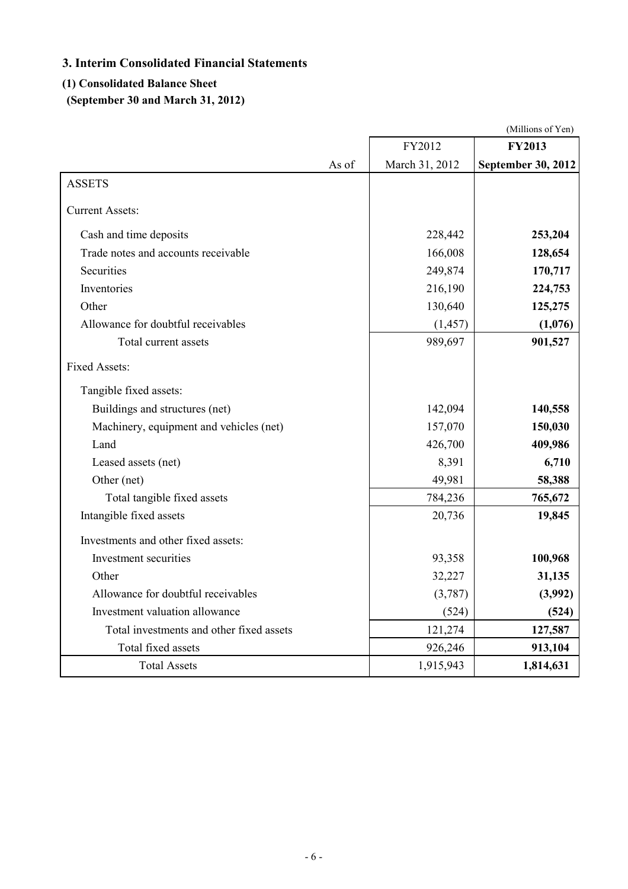## 3. Interim Consolidated Financial Statements

### (1) Consolidated Balance Sheet

**(September 30 and March 31, 2012)**

(Millions of Yen)

| | FY2012 | **FY2013** |
|---|---|---|
| As of | March 31, 2012 | **September 30, 2012** |
| ASSETS | | |
| Current Assets: | | |
| Cash and time deposits | 228,442 | **253,204** |
| Trade notes and accounts receivable | 166,008 | **128,654** |
| Securities | 249,874 | **170,717** |
| Inventories | 216,190 | **224,753** |
| Other | 130,640 | **125,275** |
| Allowance for doubtful receivables | (1,457) | **(1,076)** |
| Total current assets | 989,697 | **901,527** |
| Fixed Assets: | | |
| Tangible fixed assets: | | |
| Buildings and structures (net) | 142,094 | **140,558** |
| Machinery, equipment and vehicles (net) | 157,070 | **150,030** |
| Land | 426,700 | **409,986** |
| Leased assets (net) | 8,391 | **6,710** |
| Other (net) | 49,981 | **58,388** |
| Total tangible fixed assets | 784,236 | **765,672** |
| Intangible fixed assets | 20,736 | **19,845** |
| Investments and other fixed assets: | | |
| Investment securities | 93,358 | **100,968** |
| Other | 32,227 | **31,135** |
| Allowance for doubtful receivables | (3,787) | **(3,992)** |
| Investment valuation allowance | (524) | **(524)** |
| Total investments and other fixed assets | 121,274 | **127,587** |
| Total fixed assets | 926,246 | **913,104** |
| Total Assets | 1,915,943 | **1,814,631** |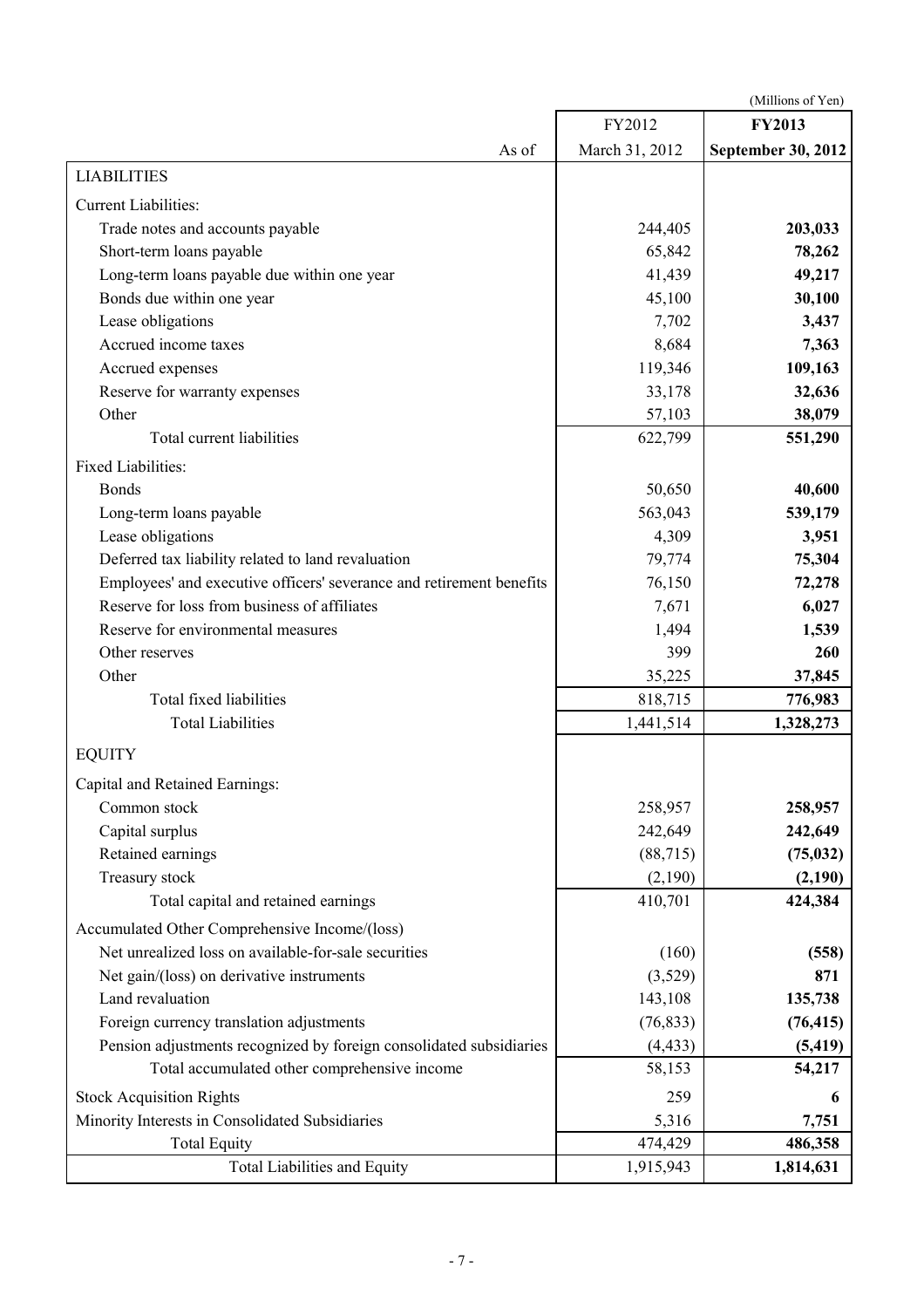(Millions of Yen)

| | FY2012 | **FY2013** |
|---|---|---|
| As of | March 31, 2012 | **September 30, 2012** |
| LIABILITIES | | |
| Current Liabilities: | | |
| Trade notes and accounts payable | 244,405 | **203,033** |
| Short-term loans payable | 65,842 | **78,262** |
| Long-term loans payable due within one year | 41,439 | **49,217** |
| Bonds due within one year | 45,100 | **30,100** |
| Lease obligations | 7,702 | **3,437** |
| Accrued income taxes | 8,684 | **7,363** |
| Accrued expenses | 119,346 | **109,163** |
| Reserve for warranty expenses | 33,178 | **32,636** |
| Other | 57,103 | **38,079** |
| Total current liabilities | 622,799 | **551,290** |
| Fixed Liabilities: | | |
| Bonds | 50,650 | **40,600** |
| Long-term loans payable | 563,043 | **539,179** |
| Lease obligations | 4,309 | **3,951** |
| Deferred tax liability related to land revaluation | 79,774 | **75,304** |
| Employees' and executive officers' severance and retirement benefits | 76,150 | **72,278** |
| Reserve for loss from business of affiliates | 7,671 | **6,027** |
| Reserve for environmental measures | 1,494 | **1,539** |
| Other reserves | 399 | **260** |
| Other | 35,225 | **37,845** |
| Total fixed liabilities | 818,715 | **776,983** |
| Total Liabilities | 1,441,514 | **1,328,273** |
| EQUITY | | |
| Capital and Retained Earnings: | | |
| Common stock | 258,957 | **258,957** |
| Capital surplus | 242,649 | **242,649** |
| Retained earnings | (88,715) | **(75,032)** |
| Treasury stock | (2,190) | **(2,190)** |
| Total capital and retained earnings | 410,701 | **424,384** |
| Accumulated Other Comprehensive Income/(loss) | | |
| Net unrealized loss on available-for-sale securities | (160) | **(558)** |
| Net gain/(loss) on derivative instruments | (3,529) | **871** |
| Land revaluation | 143,108 | **135,738** |
| Foreign currency translation adjustments | (76,833) | **(76,415)** |
| Pension adjustments recognized by foreign consolidated subsidiaries | (4,433) | **(5,419)** |
| Total accumulated other comprehensive income | 58,153 | **54,217** |
| Stock Acquisition Rights | 259 | **6** |
| Minority Interests in Consolidated Subsidiaries | 5,316 | **7,751** |
| Total Equity | 474,429 | **486,358** |
| Total Liabilities and Equity | 1,915,943 | **1,814,631** |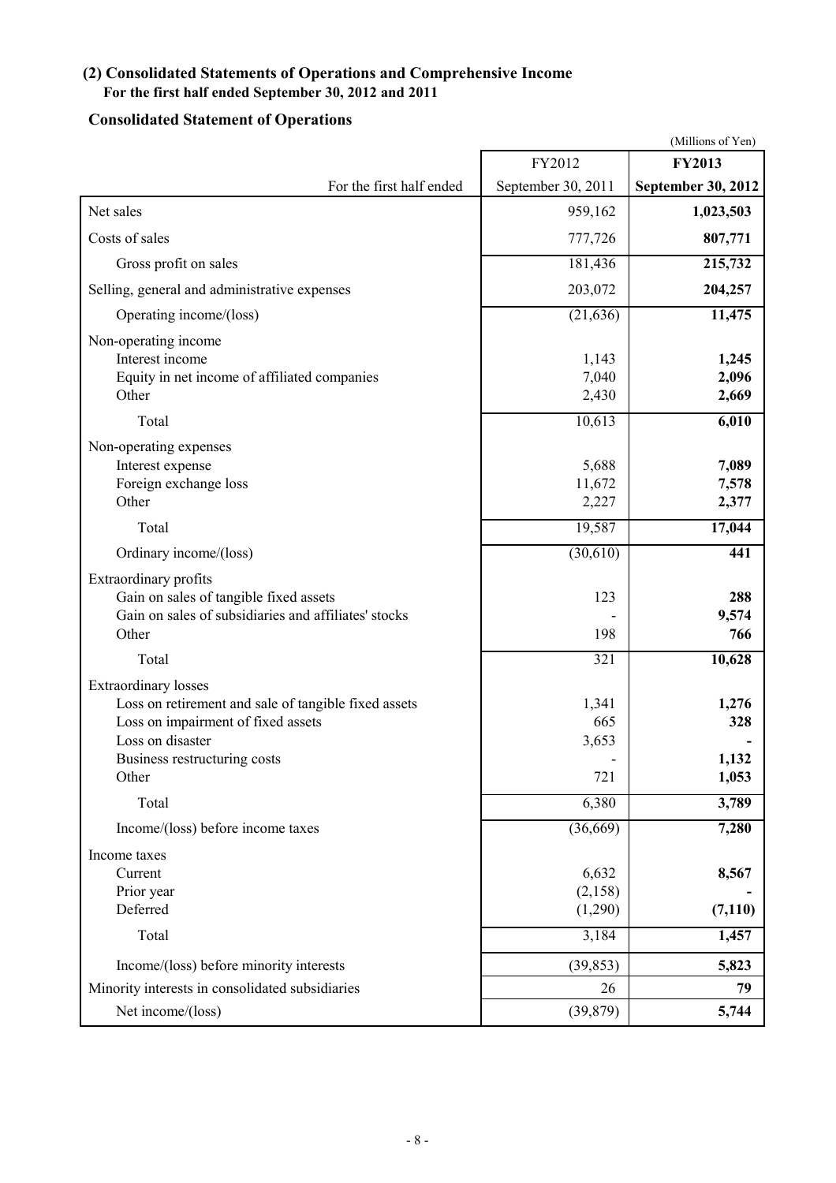## (2) Consolidated Statements of Operations and Comprehensive Income

**For the first half ended September 30, 2012 and 2011**

### Consolidated Statement of Operations

(Millions of Yen)

| | FY2012 | **FY2013** |
|---|---|---|
| For the first half ended | September 30, 2011 | **September 30, 2012** |
| Net sales | 959,162 | **1,023,503** |
| Costs of sales | 777,726 | **807,771** |
| Gross profit on sales | 181,436 | **215,732** |
| Selling, general and administrative expenses | 203,072 | **204,257** |
| Operating income/(loss) | (21,636) | **11,475** |
| Non-operating income | | |
| Interest income | 1,143 | **1,245** |
| Equity in net income of affiliated companies | 7,040 | **2,096** |
| Other | 2,430 | **2,669** |
| Total | 10,613 | **6,010** |
| Non-operating expenses | | |
| Interest expense | 5,688 | **7,089** |
| Foreign exchange loss | 11,672 | **7,578** |
| Other | 2,227 | **2,377** |
| Total | 19,587 | **17,044** |
| Ordinary income/(loss) | (30,610) | **441** |
| Extraordinary profits | | |
| Gain on sales of tangible fixed assets | 123 | **288** |
| Gain on sales of subsidiaries and affiliates' stocks | - | **9,574** |
| Other | 198 | **766** |
| Total | 321 | **10,628** |
| Extraordinary losses | | |
| Loss on retirement and sale of tangible fixed assets | 1,341 | **1,276** |
| Loss on impairment of fixed assets | 665 | **328** |
| Loss on disaster | 3,653 | **-** |
| Business restructuring costs | - | **1,132** |
| Other | 721 | **1,053** |
| Total | 6,380 | **3,789** |
| Income/(loss) before income taxes | (36,669) | **7,280** |
| Income taxes | | |
| Current | 6,632 | **8,567** |
| Prior year | (2,158) | **-** |
| Deferred | (1,290) | **(7,110)** |
| Total | 3,184 | **1,457** |
| Income/(loss) before minority interests | (39,853) | **5,823** |
| Minority interests in consolidated subsidiaries | 26 | **79** |
| Net income/(loss) | (39,879) | **5,744** |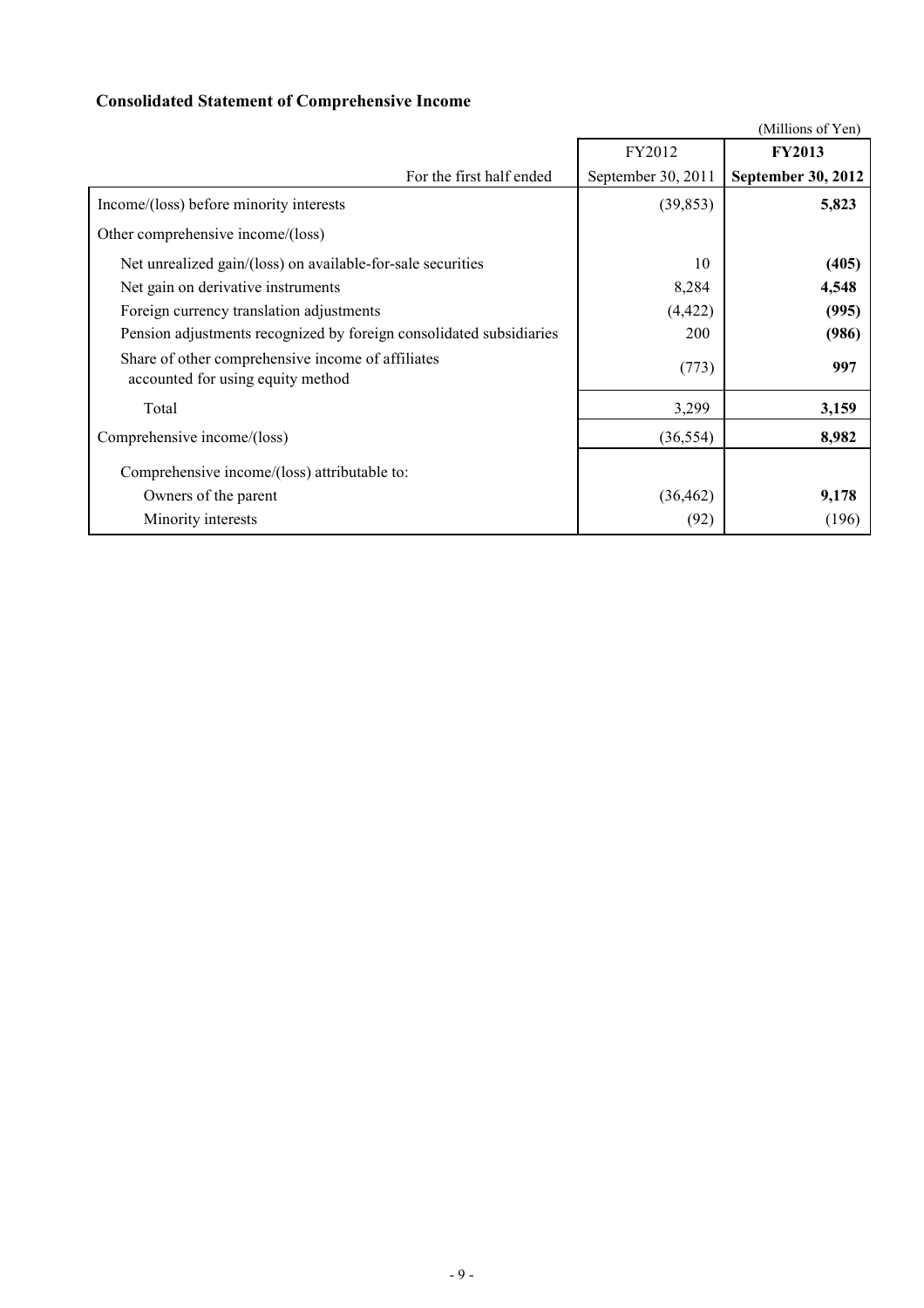## Consolidated Statement of Comprehensive Income

(Millions of Yen)

| For the first half ended | FY2012<br>September 30, 2011 | **FY2013**<br>**September 30, 2012** |
|---|---|---|
| Income/(loss) before minority interests | (39,853) | **5,823** |
| Other comprehensive income/(loss) | | |
| Net unrealized gain/(loss) on available-for-sale securities | 10 | **(405)** |
| Net gain on derivative instruments | 8,284 | **4,548** |
| Foreign currency translation adjustments | (4,422) | **(995)** |
| Pension adjustments recognized by foreign consolidated subsidiaries | 200 | **(986)** |
| Share of other comprehensive income of affiliates accounted for using equity method | (773) | **997** |
| Total | 3,299 | **3,159** |
| Comprehensive income/(loss) | (36,554) | **8,982** |
| Comprehensive income/(loss) attributable to: | | |
| Owners of the parent | (36,462) | **9,178** |
| Minority interests | (92) | (196) |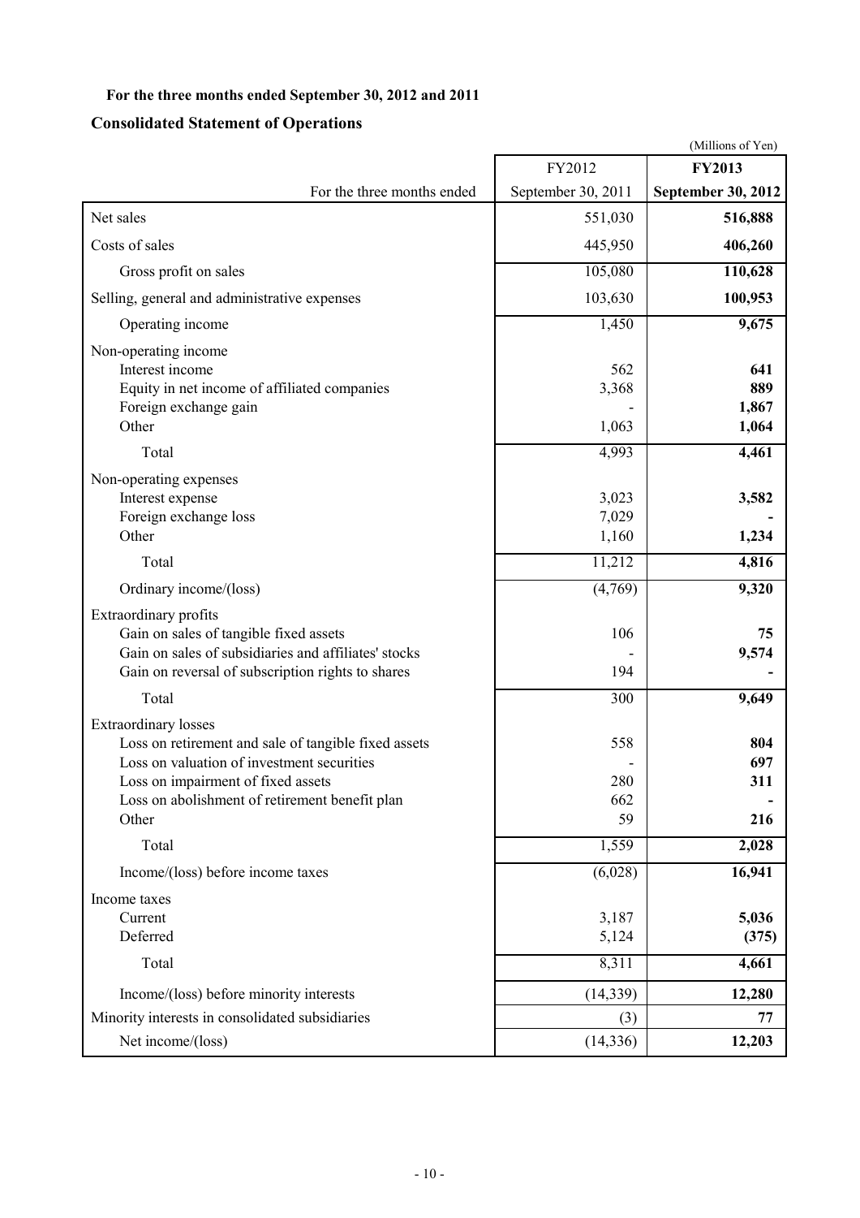**For the three months ended September 30, 2012 and 2011**

## Consolidated Statement of Operations

(Millions of Yen)

| | FY2012 | **FY2013** |
|---|---|---|
| For the three months ended | September 30, 2011 | **September 30, 2012** |
| Net sales | 551,030 | **516,888** |
| Costs of sales | 445,950 | **406,260** |
| Gross profit on sales | 105,080 | **110,628** |
| Selling, general and administrative expenses | 103,630 | **100,953** |
| Operating income | 1,450 | **9,675** |
| Non-operating income | | |
| Interest income | 562 | **641** |
| Equity in net income of affiliated companies | 3,368 | **889** |
| Foreign exchange gain | - | **1,867** |
| Other | 1,063 | **1,064** |
| Total | 4,993 | **4,461** |
| Non-operating expenses | | |
| Interest expense | 3,023 | **3,582** |
| Foreign exchange loss | 7,029 | **-** |
| Other | 1,160 | **1,234** |
| Total | 11,212 | **4,816** |
| Ordinary income/(loss) | (4,769) | **9,320** |
| Extraordinary profits | | |
| Gain on sales of tangible fixed assets | 106 | **75** |
| Gain on sales of subsidiaries and affiliates' stocks | - | **9,574** |
| Gain on reversal of subscription rights to shares | 194 | **-** |
| Total | 300 | **9,649** |
| Extraordinary losses | | |
| Loss on retirement and sale of tangible fixed assets | 558 | **804** |
| Loss on valuation of investment securities | - | **697** |
| Loss on impairment of fixed assets | 280 | **311** |
| Loss on abolishment of retirement benefit plan | 662 | **-** |
| Other | 59 | **216** |
| Total | 1,559 | **2,028** |
| Income/(loss) before income taxes | (6,028) | **16,941** |
| Income taxes | | |
| Current | 3,187 | **5,036** |
| Deferred | 5,124 | **(375)** |
| Total | 8,311 | **4,661** |
| Income/(loss) before minority interests | (14,339) | **12,280** |
| Minority interests in consolidated subsidiaries | (3) | **77** |
| Net income/(loss) | (14,336) | **12,203** |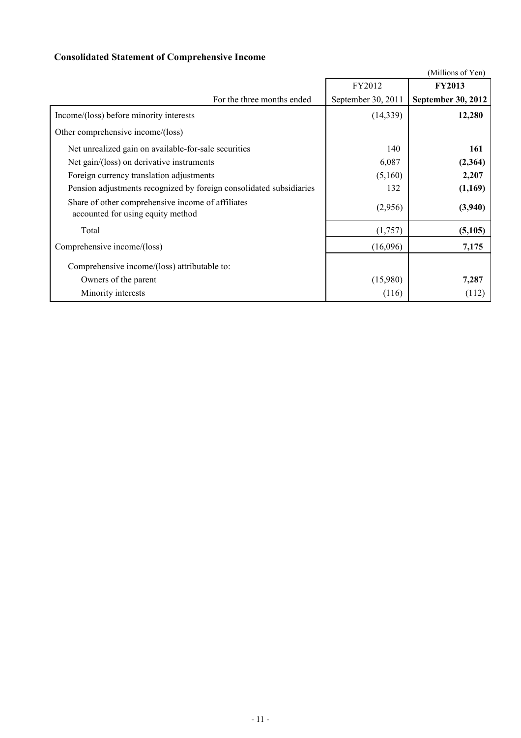## Consolidated Statement of Comprehensive Income

(Millions of Yen)

| | FY2012 | **FY2013** |
|---|---|---|
| For the three months ended | September 30, 2011 | **September 30, 2012** |
| Income/(loss) before minority interests | (14,339) | **12,280** |
| Other comprehensive income/(loss) | | |
| Net unrealized gain on available-for-sale securities | 140 | **161** |
| Net gain/(loss) on derivative instruments | 6,087 | **(2,364)** |
| Foreign currency translation adjustments | (5,160) | **2,207** |
| Pension adjustments recognized by foreign consolidated subsidiaries | 132 | **(1,169)** |
| Share of other comprehensive income of affiliates accounted for using equity method | (2,956) | **(3,940)** |
| Total | (1,757) | **(5,105)** |
| Comprehensive income/(loss) | (16,096) | **7,175** |
| Comprehensive income/(loss) attributable to: | | |
| Owners of the parent | (15,980) | **7,287** |
| Minority interests | (116) | (112) |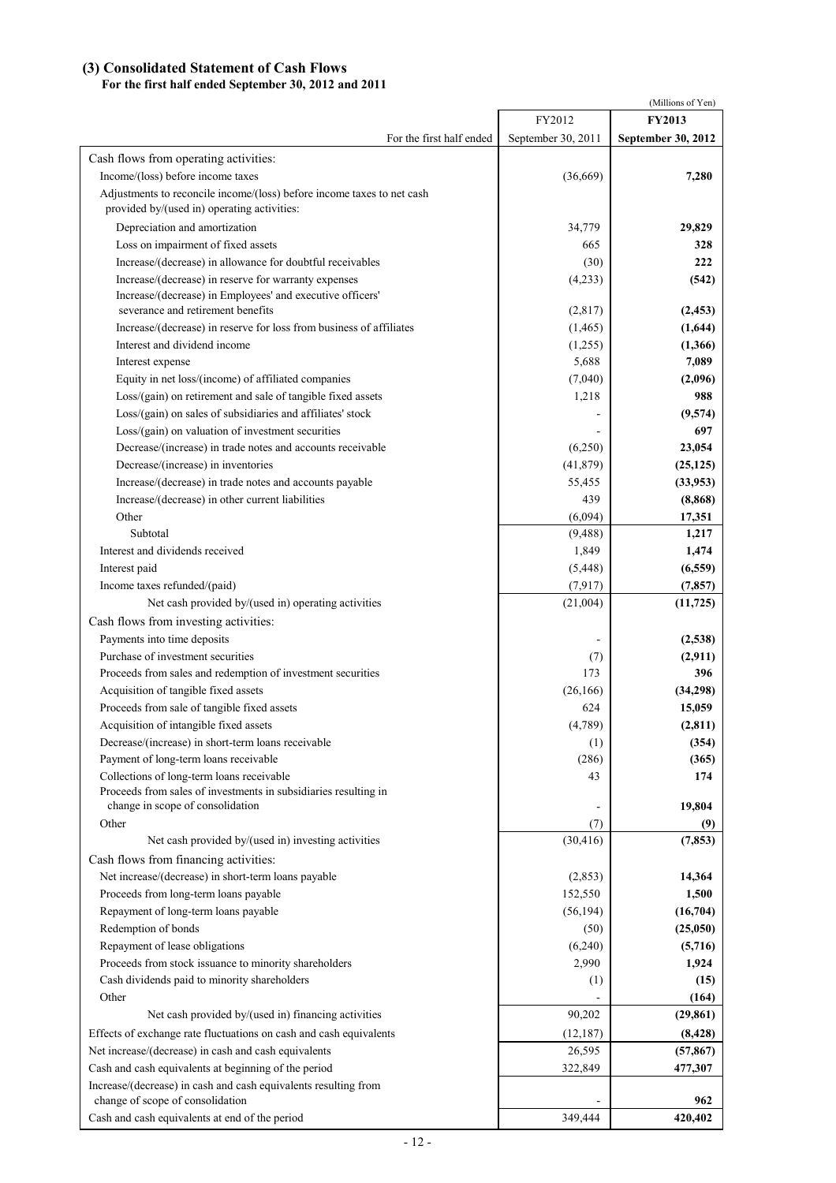### (3) Consolidated Statement of Cash Flows

**For the first half ended September 30, 2012 and 2011**

(Millions of Yen)

| | FY2012 | **FY2013** |
|---|---|---|
| For the first half ended | September 30, 2011 | **September 30, 2012** |
| Cash flows from operating activities: | | |
| Income/(loss) before income taxes | (36,669) | **7,280** |
| Adjustments to reconcile income/(loss) before income taxes to net cash provided by/(used in) operating activities: | | |
| Depreciation and amortization | 34,779 | **29,829** |
| Loss on impairment of fixed assets | 665 | **328** |
| Increase/(decrease) in allowance for doubtful receivables | (30) | **222** |
| Increase/(decrease) in reserve for warranty expenses | (4,233) | **(542)** |
| Increase/(decrease) in Employees' and executive officers' severance and retirement benefits | (2,817) | **(2,453)** |
| Increase/(decrease) in reserve for loss from business of affiliates | (1,465) | **(1,644)** |
| Interest and dividend income | (1,255) | **(1,366)** |
| Interest expense | 5,688 | **7,089** |
| Equity in net loss/(income) of affiliated companies | (7,040) | **(2,096)** |
| Loss/(gain) on retirement and sale of tangible fixed assets | 1,218 | **988** |
| Loss/(gain) on sales of subsidiaries and affiliates' stock | - | **(9,574)** |
| Loss/(gain) on valuation of investment securities | - | **697** |
| Decrease/(increase) in trade notes and accounts receivable | (6,250) | **23,054** |
| Decrease/(increase) in inventories | (41,879) | **(25,125)** |
| Increase/(decrease) in trade notes and accounts payable | 55,455 | **(33,953)** |
| Increase/(decrease) in other current liabilities | 439 | **(8,868)** |
| Other | (6,094) | **17,351** |
| Subtotal | (9,488) | **1,217** |
| Interest and dividends received | 1,849 | **1,474** |
| Interest paid | (5,448) | **(6,559)** |
| Income taxes refunded/(paid) | (7,917) | **(7,857)** |
| Net cash provided by/(used in) operating activities | (21,004) | **(11,725)** |
| Cash flows from investing activities: | | |
| Payments into time deposits | - | **(2,538)** |
| Purchase of investment securities | (7) | **(2,911)** |
| Proceeds from sales and redemption of investment securities | 173 | **396** |
| Acquisition of tangible fixed assets | (26,166) | **(34,298)** |
| Proceeds from sale of tangible fixed assets | 624 | **15,059** |
| Acquisition of intangible fixed assets | (4,789) | **(2,811)** |
| Decrease/(increase) in short-term loans receivable | (1) | **(354)** |
| Payment of long-term loans receivable | (286) | **(365)** |
| Collections of long-term loans receivable | 43 | **174** |
| Proceeds from sales of investments in subsidiaries resulting in change in scope of consolidation | - | **19,804** |
| Other | (7) | **(9)** |
| Net cash provided by/(used in) investing activities | (30,416) | **(7,853)** |
| Cash flows from financing activities: | | |
| Net increase/(decrease) in short-term loans payable | (2,853) | **14,364** |
| Proceeds from long-term loans payable | 152,550 | **1,500** |
| Repayment of long-term loans payable | (56,194) | **(16,704)** |
| Redemption of bonds | (50) | **(25,050)** |
| Repayment of lease obligations | (6,240) | **(5,716)** |
| Proceeds from stock issuance to minority shareholders | 2,990 | **1,924** |
| Cash dividends paid to minority shareholders | (1) | **(15)** |
| Other | - | **(164)** |
| Net cash provided by/(used in) financing activities | 90,202 | **(29,861)** |
| Effects of exchange rate fluctuations on cash and cash equivalents | (12,187) | **(8,428)** |
| Net increase/(decrease) in cash and cash equivalents | 26,595 | **(57,867)** |
| Cash and cash equivalents at beginning of the period | 322,849 | **477,307** |
| Increase/(decrease) in cash and cash equivalents resulting from change of scope of consolidation | - | **962** |
| Cash and cash equivalents at end of the period | 349,444 | **420,402** |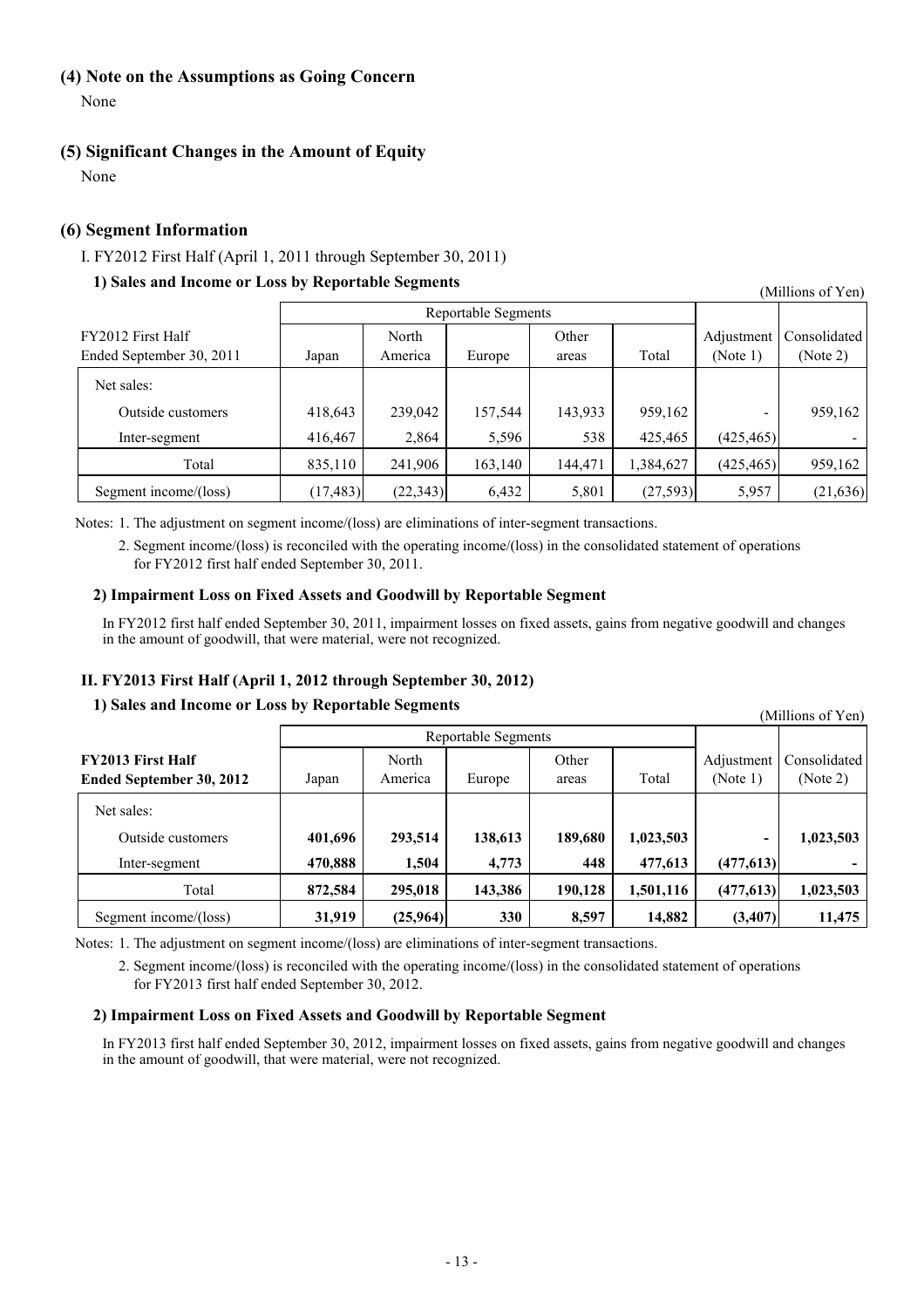### (4) Note on the Assumptions as Going Concern

None

### (5) Significant Changes in the Amount of Equity

None

### (6) Segment Information

I. FY2012 First Half (April 1, 2011 through September 30, 2011)

**1) Sales and Income or Loss by Reportable Segments**

(Millions of Yen)

| FY2012 First Half Ended September 30, 2011 | Reportable Segments | | | | | Adjustment (Note 1) | Consolidated (Note 2) |
|---|---|---|---|---|---|---|---|
| | Japan | North America | Europe | Other areas | Total | | |
| Net sales: | | | | | | | |
| Outside customers | 418,643 | 239,042 | 157,544 | 143,933 | 959,162 | - | 959,162 |
| Inter-segment | 416,467 | 2,864 | 5,596 | 538 | 425,465 | (425,465) | - |
| Total | 835,110 | 241,906 | 163,140 | 144,471 | 1,384,627 | (425,465) | 959,162 |
| Segment income/(loss) | (17,483) | (22,343) | 6,432 | 5,801 | (27,593) | 5,957 | (21,636) |

Notes: 1. The adjustment on segment income/(loss) are eliminations of inter-segment transactions.

2. Segment income/(loss) is reconciled with the operating income/(loss) in the consolidated statement of operations for FY2012 first half ended September 30, 2011.

**2) Impairment Loss on Fixed Assets and Goodwill by Reportable Segment**

In FY2012 first half ended September 30, 2011, impairment losses on fixed assets, gains from negative goodwill and changes in the amount of goodwill, that were material, were not recognized.

### II. FY2013 First Half (April 1, 2012 through September 30, 2012)

**1) Sales and Income or Loss by Reportable Segments**

(Millions of Yen)

| **FY2013 First Half Ended September 30, 2012** | Reportable Segments | | | | | Adjustment (Note 1) | Consolidated (Note 2) |
|---|---|---|---|---|---|---|---|
| | Japan | North America | Europe | Other areas | Total | | |
| Net sales: | | | | | | | |
| Outside customers | **401,696** | **293,514** | **138,613** | **189,680** | **1,023,503** | **-** | **1,023,503** |
| Inter-segment | **470,888** | **1,504** | **4,773** | **448** | **477,613** | **(477,613)** | **-** |
| Total | **872,584** | **295,018** | **143,386** | **190,128** | **1,501,116** | **(477,613)** | **1,023,503** |
| Segment income/(loss) | **31,919** | **(25,964)** | **330** | **8,597** | **14,882** | **(3,407)** | **11,475** |

Notes: 1. The adjustment on segment income/(loss) are eliminations of inter-segment transactions.

2. Segment income/(loss) is reconciled with the operating income/(loss) in the consolidated statement of operations for FY2013 first half ended September 30, 2012.

**2) Impairment Loss on Fixed Assets and Goodwill by Reportable Segment**

In FY2013 first half ended September 30, 2012, impairment losses on fixed assets, gains from negative goodwill and changes in the amount of goodwill, that were material, were not recognized.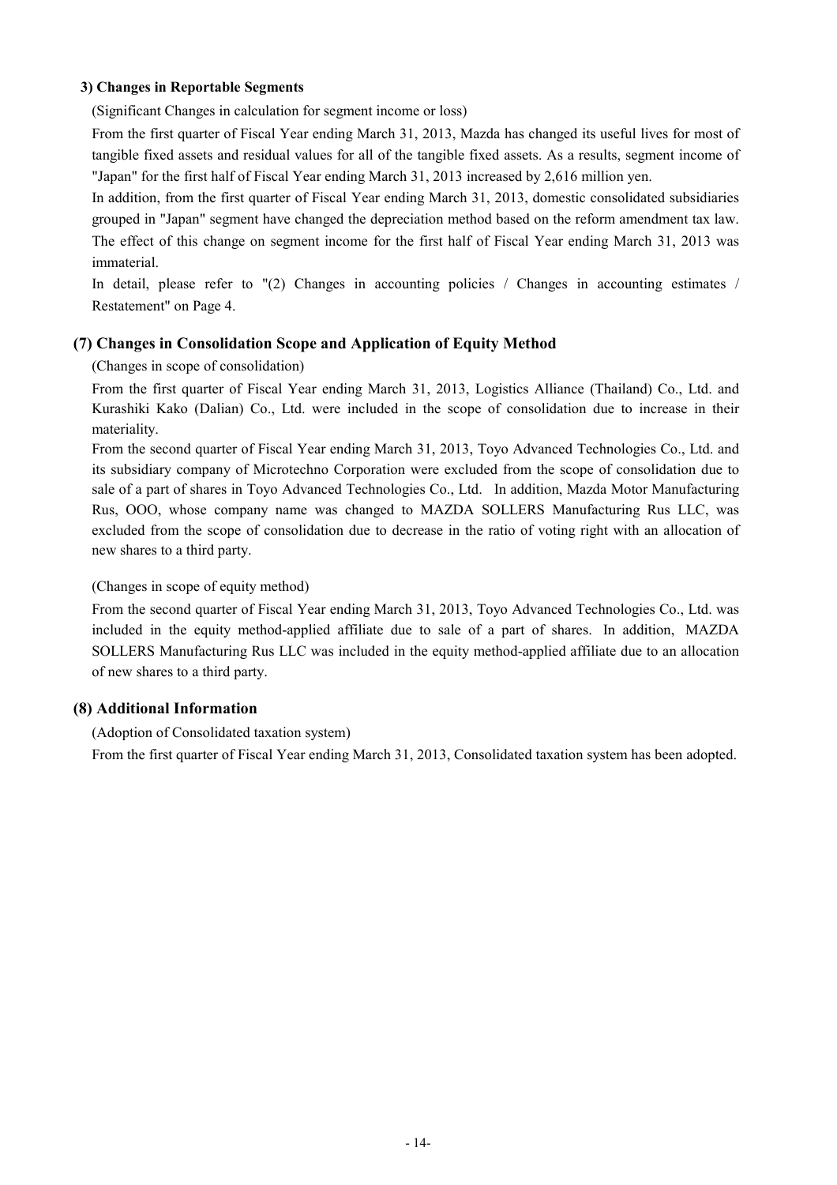**3) Changes in Reportable Segments**

(Significant Changes in calculation for segment income or loss)

From the first quarter of Fiscal Year ending March 31, 2013, Mazda has changed its useful lives for most of tangible fixed assets and residual values for all of the tangible fixed assets. As a results, segment income of "Japan" for the first half of Fiscal Year ending March 31, 2013 increased by 2,616 million yen.

In addition, from the first quarter of Fiscal Year ending March 31, 2013, domestic consolidated subsidiaries grouped in "Japan" segment have changed the depreciation method based on the reform amendment tax law. The effect of this change on segment income for the first half of Fiscal Year ending March 31, 2013 was immaterial.

In detail, please refer to "(2) Changes in accounting policies / Changes in accounting estimates / Restatement" on Page 4.

## (7) Changes in Consolidation Scope and Application of Equity Method

(Changes in scope of consolidation)

From the first quarter of Fiscal Year ending March 31, 2013, Logistics Alliance (Thailand) Co., Ltd. and Kurashiki Kako (Dalian) Co., Ltd. were included in the scope of consolidation due to increase in their materiality.

From the second quarter of Fiscal Year ending March 31, 2013, Toyo Advanced Technologies Co., Ltd. and its subsidiary company of Microtechno Corporation were excluded from the scope of consolidation due to sale of a part of shares in Toyo Advanced Technologies Co., Ltd. In addition, Mazda Motor Manufacturing Rus, OOO, whose company name was changed to MAZDA SOLLERS Manufacturing Rus LLC, was excluded from the scope of consolidation due to decrease in the ratio of voting right with an allocation of new shares to a third party.

(Changes in scope of equity method)

From the second quarter of Fiscal Year ending March 31, 2013, Toyo Advanced Technologies Co., Ltd. was included in the equity method-applied affiliate due to sale of a part of shares. In addition, MAZDA SOLLERS Manufacturing Rus LLC was included in the equity method-applied affiliate due to an allocation of new shares to a third party.

## (8) Additional Information

(Adoption of Consolidated taxation system)

From the first quarter of Fiscal Year ending March 31, 2013, Consolidated taxation system has been adopted.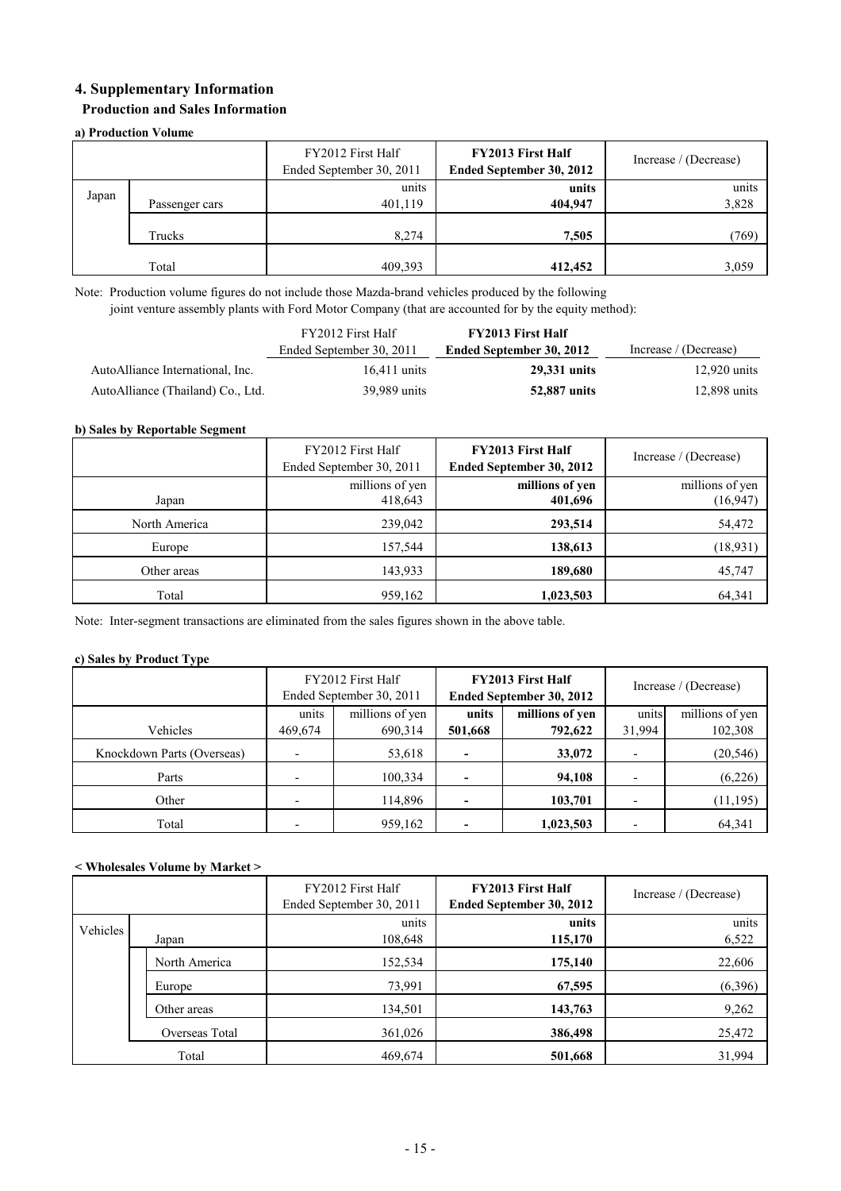## 4. Supplementary Information

### Production and Sales Information

#### a) Production Volume

| | | FY2012 First Half Ended September 30, 2011 | **FY2013 First Half Ended September 30, 2012** | Increase / (Decrease) |
|---|---|---|---|---|
| | | units | **units** | units |
| Japan | Passenger cars | 401,119 | **404,947** | 3,828 |
| | Trucks | 8,274 | **7,505** | (769) |
| | Total | 409,393 | **412,452** | 3,059 |

Note: Production volume figures do not include those Mazda-brand vehicles produced by the following joint venture assembly plants with Ford Motor Company (that are accounted for by the equity method):

| | FY2012 First Half Ended September 30, 2011 | **FY2013 First Half Ended September 30, 2012** | Increase / (Decrease) |
|---|---|---|---|
| AutoAlliance International, Inc. | 16,411 units | **29,331 units** | 12,920 units |
| AutoAlliance (Thailand) Co., Ltd. | 39,989 units | **52,887 units** | 12,898 units |

#### b) Sales by Reportable Segment

| | FY2012 First Half Ended September 30, 2011 | **FY2013 First Half Ended September 30, 2012** | Increase / (Decrease) |
|---|---|---|---|
| | millions of yen | **millions of yen** | millions of yen |
| Japan | 418,643 | **401,696** | (16,947) |
| North America | 239,042 | **293,514** | 54,472 |
| Europe | 157,544 | **138,613** | (18,931) |
| Other areas | 143,933 | **189,680** | 45,747 |
| Total | 959,162 | **1,023,503** | 64,341 |

Note: Inter-segment transactions are eliminated from the sales figures shown in the above table.

#### c) Sales by Product Type

| | FY2012 First Half Ended September 30, 2011 | | **FY2013 First Half Ended September 30, 2012** | | Increase / (Decrease) | |
|---|---|---|---|---|---|---|
| | units | millions of yen | **units** | **millions of yen** | units | millions of yen |
| Vehicles | 469,674 | 690,314 | **501,668** | **792,622** | 31,994 | 102,308 |
| Knockdown Parts (Overseas) | - | 53,618 | **-** | **33,072** | - | (20,546) |
| Parts | - | 100,334 | **-** | **94,108** | - | (6,226) |
| Other | - | 114,896 | **-** | **103,701** | - | (11,195) |
| Total | - | 959,162 | **-** | **1,023,503** | - | 64,341 |

#### < Wholesales Volume by Market >

| | | FY2012 First Half Ended September 30, 2011 | **FY2013 First Half Ended September 30, 2012** | Increase / (Decrease) |
|---|---|---|---|---|
| | | units | **units** | units |
| Vehicles | Japan | 108,648 | **115,170** | 6,522 |
| | North America | 152,534 | **175,140** | 22,606 |
| | Europe | 73,991 | **67,595** | (6,396) |
| | Other areas | 134,501 | **143,763** | 9,262 |
| | Overseas Total | 361,026 | **386,498** | 25,472 |
| | Total | 469,674 | **501,668** | 31,994 |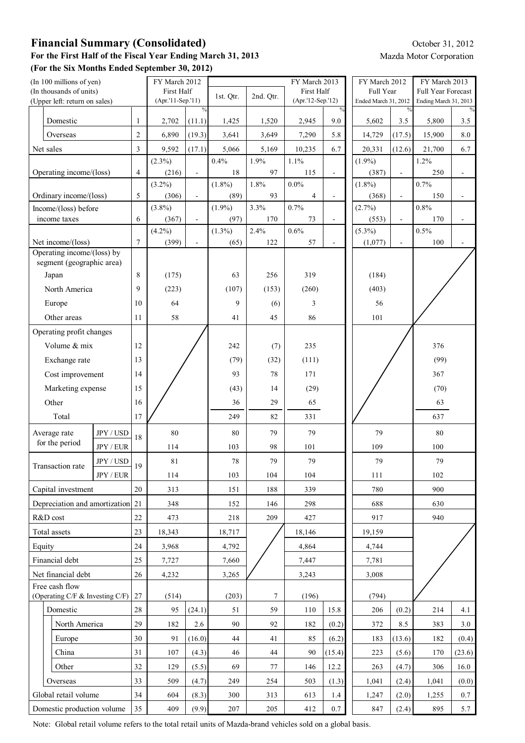# Financial Summary (Consolidated)

October 31, 2012

Mazda Motor Corporation

**For the First Half of the Fiscal Year Ending March 31, 2013**

**(For the Six Months Ended September 30, 2012)**

| (In 100 millions of yen)<br>(In thousands of units)<br>(Upper left: return on sales) | | No. | FY March 2012 First Half (Apr.'11-Sep.'11) | % | FY March 2013 1st. Qtr. | FY March 2013 2nd. Qtr. | FY March 2013 First Half (Apr.'12-Sep.'12) | % | FY March 2012 Full Year Ended March 31, 2012 | % | FY March 2013 Full Year Forecast Ending March 31, 2013 | % |
|---|---|---|---|---|---|---|---|---|---|---|---|---|
| Domestic | | 1 | 2,702 | (11.1) | 1,425 | 1,520 | 2,945 | 9.0 | 5,602 | 3.5 | 5,800 | 3.5 |
| Overseas | | 2 | 6,890 | (19.3) | 3,641 | 3,649 | 7,290 | 5.8 | 14,729 | (17.5) | 15,900 | 8.0 |
| Net sales | | 3 | 9,592 | (17.1) | 5,066 | 5,169 | 10,235 | 6.7 | 20,331 | (12.6) | 21,700 | 6.7 |
| Operating income/(loss) | | 4 | (2.3%) (216) | - | 0.4% 18 | 1.9% 97 | 1.1% 115 | - | (1.9%) (387) | - | 1.2% 250 | - |
| Ordinary income/(loss) | | 5 | (3.2%) (306) | - | (1.8%) (89) | 1.8% 93 | 0.0% 4 | - | (1.8%) (368) | - | 0.7% 150 | - |
| Income/(loss) before income taxes | | 6 | (3.8%) (367) | - | (1.9%) (97) | 3.3% 170 | 0.7% 73 | - | (2.7%) (553) | - | 0.8% 170 | - |
| Net income/(loss) | | 7 | (4.2%) (399) | - | (1.3%) (65) | 2.4% 122 | 0.6% 57 | - | (5.3%) (1,077) | - | 0.5% 100 | - |
| Operating income/(loss) by segment (geographic area) | | | | | | | | | | | | |
| Japan | | 8 | (175) | | 63 | 256 | 319 | | (184) | | | |
| North America | | 9 | (223) | | (107) | (153) | (260) | | (403) | | | |
| Europe | | 10 | 64 | | 9 | (6) | 3 | | 56 | | | |
| Other areas | | 11 | 58 | | 41 | 45 | 86 | | 101 | | | |
| Operating profit changes | | | | | | | | | | | | |
| Volume & mix | | 12 | | | 242 | (7) | 235 | | | | 376 | |
| Exchange rate | | 13 | | | (79) | (32) | (111) | | | | (99) | |
| Cost improvement | | 14 | | | 93 | 78 | 171 | | | | 367 | |
| Marketing expense | | 15 | | | (43) | 14 | (29) | | | | (70) | |
| Other | | 16 | | | 36 | 29 | 65 | | | | 63 | |
| Total | | 17 | | | 249 | 82 | 331 | | | | 637 | |
| Average rate for the period | JPY / USD | 18 | 80 | | 80 | 79 | 79 | | 79 | | 80 | |
| | JPY / EUR | | 114 | | 103 | 98 | 101 | | 109 | | 100 | |
| Transaction rate | JPY / USD | 19 | 81 | | 78 | 79 | 79 | | 79 | | 79 | |
| | JPY / EUR | | 114 | | 103 | 104 | 104 | | 111 | | 102 | |
| Capital investment | | 20 | 313 | | 151 | 188 | 339 | | 780 | | 900 | |
| Depreciation and amortization | | 21 | 348 | | 152 | 146 | 298 | | 688 | | 630 | |
| R&D cost | | 22 | 473 | | 218 | 209 | 427 | | 917 | | 940 | |
| Total assets | | 23 | 18,343 | | 18,717 | | 18,146 | | 19,159 | | | |
| Equity | | 24 | 3,968 | | 4,792 | | 4,864 | | 4,744 | | | |
| Financial debt | | 25 | 7,727 | | 7,660 | | 7,447 | | 7,781 | | | |
| Net financial debt | | 26 | 4,232 | | 3,265 | | 3,243 | | 3,008 | | | |
| Free cash flow (Operating C/F & Investing C/F) | | 27 | (514) | | (203) | 7 | (196) | | (794) | | | |
| Domestic | | 28 | 95 | (24.1) | 51 | 59 | 110 | 15.8 | 206 | (0.2) | 214 | 4.1 |
| North America | | 29 | 182 | 2.6 | 90 | 92 | 182 | (0.2) | 372 | 8.5 | 383 | 3.0 |
| Europe | | 30 | 91 | (16.0) | 44 | 41 | 85 | (6.2) | 183 | (13.6) | 182 | (0.4) |
| China | | 31 | 107 | (4.3) | 46 | 44 | 90 | (15.4) | 223 | (5.6) | 170 | (23.6) |
| Other | | 32 | 129 | (5.5) | 69 | 77 | 146 | 12.2 | 263 | (4.7) | 306 | 16.0 |
| Overseas | | 33 | 509 | (4.7) | 249 | 254 | 503 | (1.3) | 1,041 | (2.4) | 1,041 | (0.0) |
| Global retail volume | | 34 | 604 | (8.3) | 300 | 313 | 613 | 1.4 | 1,247 | (2.0) | 1,255 | 0.7 |
| Domestic production volume | | 35 | 409 | (9.9) | 207 | 205 | 412 | 0.7 | 847 | (2.4) | 895 | 5.7 |

Note: Global retail volume refers to the total retail units of Mazda-brand vehicles sold on a global basis.